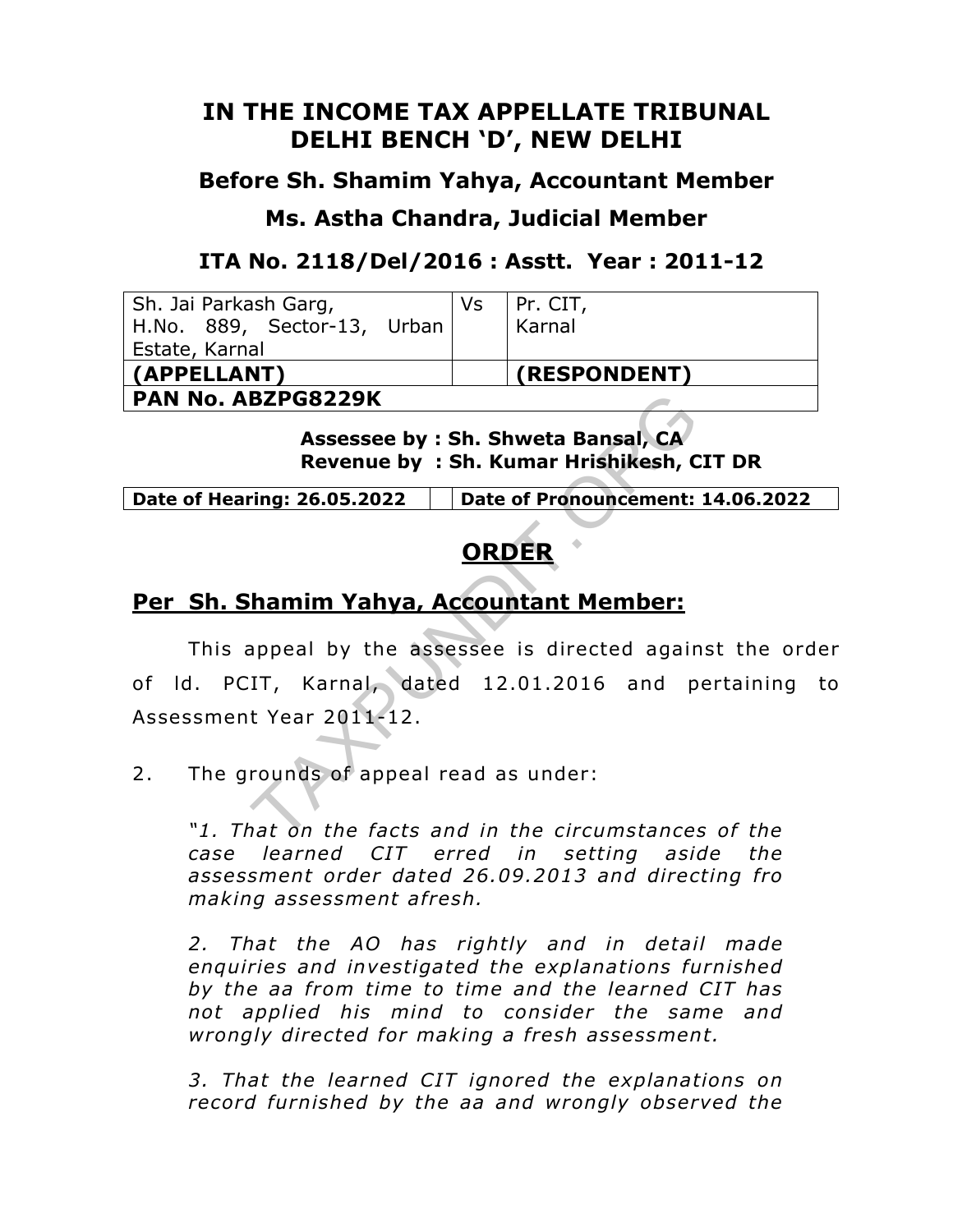# IN THE INCOME TAX APPELLATE TRIBUNAL DELHI BENCH 'D', NEW DELHI

## Before Sh. Shamim Yahya, Accountant Member

## Ms. Astha Chandra, Judicial Member

## ITA No. 2118/Del/2016 : Asstt. Year : 2011-12

| Sh. Jai Parkash Garg, H.No. 889, Sector-13, Urban Estate, Karnal | Vs | Pr. CIT, Karnal |
|---|---|---|
| **(APPELLANT)** | | **(RESPONDENT)** |
| **PAN No. ABZPG8229K** | | |

**Assessee by : Sh. Shweta Bansal, CA**
**Revenue by : Sh. Kumar Hrishikesh, CIT DR**

| Date of Hearing: 26.05.2022 | Date of Pronouncement: 14.06.2022 |
|---|---|

## ORDER

## Per Sh. Shamim Yahya, Accountant Member:

This appeal by the assessee is directed against the order of ld. PCIT, Karnal, dated 12.01.2016 and pertaining to Assessment Year 2011-12.

2. The grounds of appeal read as under:

*"1. That on the facts and in the circumstances of the case learned CIT erred in setting aside the assessment order dated 26.09.2013 and directing fro making assessment afresh.*

*2. That the AO has rightly and in detail made enquiries and investigated the explanations furnished by the aa from time to time and the learned CIT has not applied his mind to consider the same and wrongly directed for making a fresh assessment.*

*3. That the learned CIT ignored the explanations on record furnished by the aa and wrongly observed the*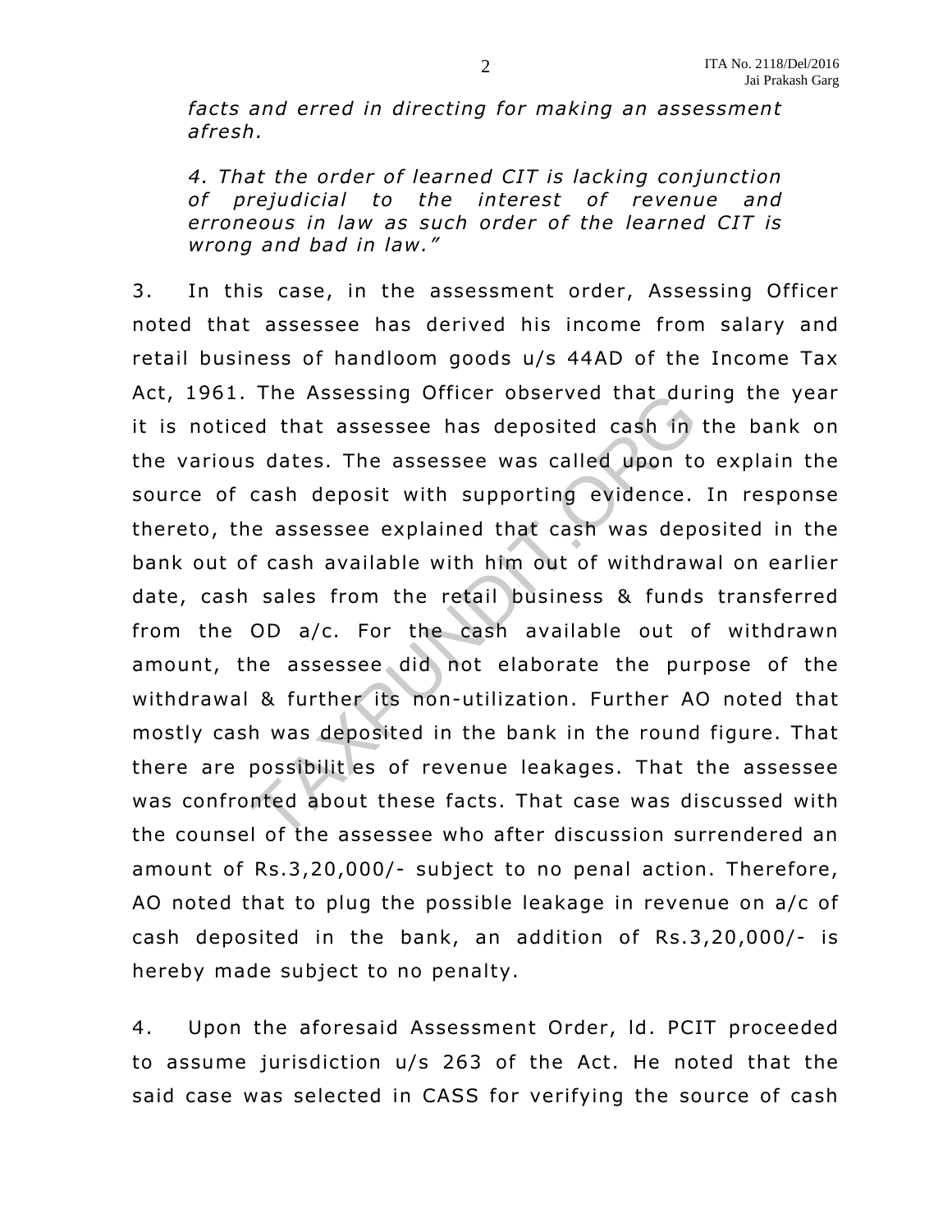*facts and erred in directing for making an assessment afresh.*

*4. That the order of learned CIT is lacking conjunction of prejudicial to the interest of revenue and erroneous in law as such order of the learned CIT is wrong and bad in law."*

3. In this case, in the assessment order, Assessing Officer noted that assessee has derived his income from salary and retail business of handloom goods u/s 44AD of the Income Tax Act, 1961. The Assessing Officer observed that during the year it is noticed that assessee has deposited cash in the bank on the various dates. The assessee was called upon to explain the source of cash deposit with supporting evidence. In response thereto, the assessee explained that cash was deposited in the bank out of cash available with him out of withdrawal on earlier date, cash sales from the retail business & funds transferred from the OD a/c. For the cash available out of withdrawn amount, the assessee did not elaborate the purpose of the withdrawal & further its non-utilization. Further AO noted that mostly cash was deposited in the bank in the round figure. That there are possibilities of revenue leakages. That the assessee was confronted about these facts. That case was discussed with the counsel of the assessee who after discussion surrendered an amount of Rs.3,20,000/- subject to no penal action. Therefore, AO noted that to plug the possible leakage in revenue on a/c of cash deposited in the bank, an addition of Rs.3,20,000/- is hereby made subject to no penalty.

4. Upon the aforesaid Assessment Order, ld. PCIT proceeded to assume jurisdiction u/s 263 of the Act. He noted that the said case was selected in CASS for verifying the source of cash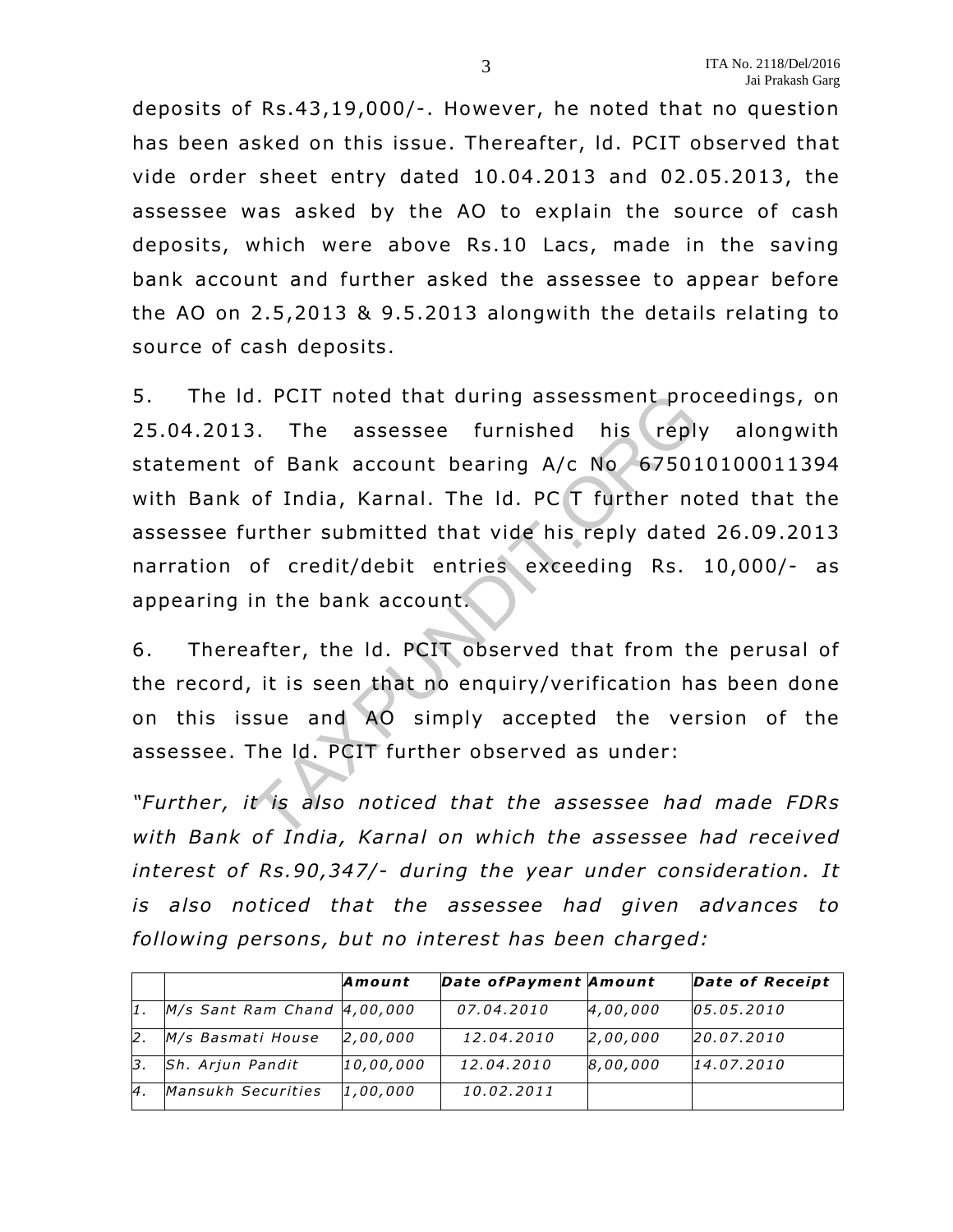deposits of Rs.43,19,000/-. However, he noted that no question has been asked on this issue. Thereafter, ld. PCIT observed that vide order sheet entry dated 10.04.2013 and 02.05.2013, the assessee was asked by the AO to explain the source of cash deposits, which were above Rs.10 Lacs, made in the saving bank account and further asked the assessee to appear before the AO on 2.5,2013 & 9.5.2013 alongwith the details relating to source of cash deposits.

5. The ld. PCIT noted that during assessment proceedings, on 25.04.2013. The assessee furnished his reply alongwith statement of Bank account bearing A/c No 675010100011394 with Bank of India, Karnal. The ld. PC T further noted that the assessee further submitted that vide his reply dated 26.09.2013 narration of credit/debit entries exceeding Rs. 10,000/- as appearing in the bank account.

6. Thereafter, the ld. PCIT observed that from the perusal of the record, it is seen that no enquiry/verification has been done on this issue and AO simply accepted the version of the assessee. The ld. PCIT further observed as under:

*"Further, it is also noticed that the assessee had made FDRs with Bank of India, Karnal on which the assessee had received interest of Rs.90,347/- during the year under consideration. It is also noticed that the assessee had given advances to following persons, but no interest has been charged:*

| | | **Amount** | **Date ofPayment** | **Amount** | **Date of Receipt** |
|---|---|---|---|---|---|
| *1.* | *M/s Sant Ram Chand* | *4,00,000* | *07.04.2010* | *4,00,000* | *05.05.2010* |
| *2.* | *M/s Basmati House* | *2,00,000* | *12.04.2010* | *2,00,000* | *20.07.2010* |
| *3.* | *Sh. Arjun Pandit* | *10,00,000* | *12.04.2010* | *8,00,000* | *14.07.2010* |
| *4.* | *Mansukh Securities* | *1,00,000* | *10.02.2011* | | |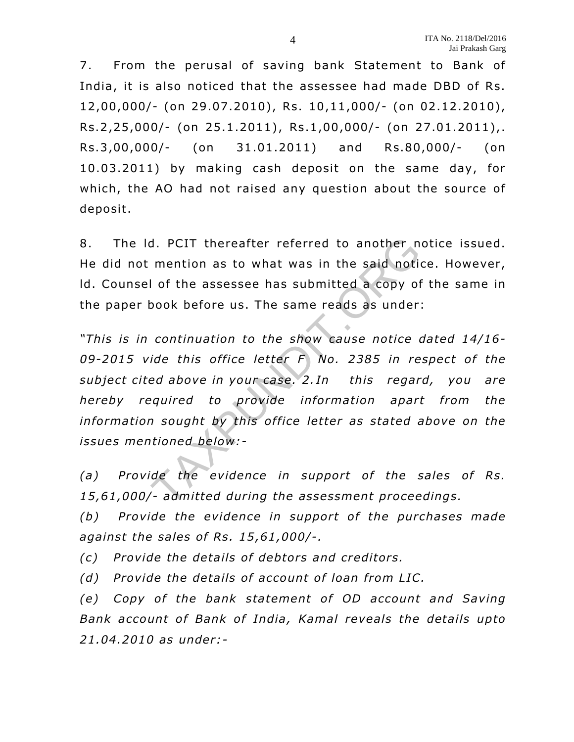7. From the perusal of saving bank Statement to Bank of India, it is also noticed that the assessee had made DBD of Rs. 12,00,000/- (on 29.07.2010), Rs. 10,11,000/- (on 02.12.2010), Rs.2,25,000/- (on 25.1.2011), Rs.1,00,000/- (on 27.01.2011),. Rs.3,00,000/- (on 31.01.2011) and Rs.80,000/- (on 10.03.2011) by making cash deposit on the same day, for which, the AO had not raised any question about the source of deposit.

8. The ld. PCIT thereafter referred to another notice issued. He did not mention as to what was in the said notice. However, ld. Counsel of the assessee has submitted a copy of the same in the paper book before us. The same reads as under:

*"This is in continuation to the show cause notice dated 14/16-09-2015 vide this office letter F No. 2385 in respect of the subject cited above in your case. 2.In this regard, you are hereby required to provide information apart from the information sought by this office letter as stated above on the issues mentioned below:-*

*(a) Provide the evidence in support of the sales of Rs. 15,61,000/- admitted during the assessment proceedings.*

*(b) Provide the evidence in support of the purchases made against the sales of Rs. 15,61,000/-.*

*(c) Provide the details of debtors and creditors.*

*(d) Provide the details of account of loan from LIC.*

*(e) Copy of the bank statement of OD account and Saving Bank account of Bank of India, Kamal reveals the details upto 21.04.2010 as under:-*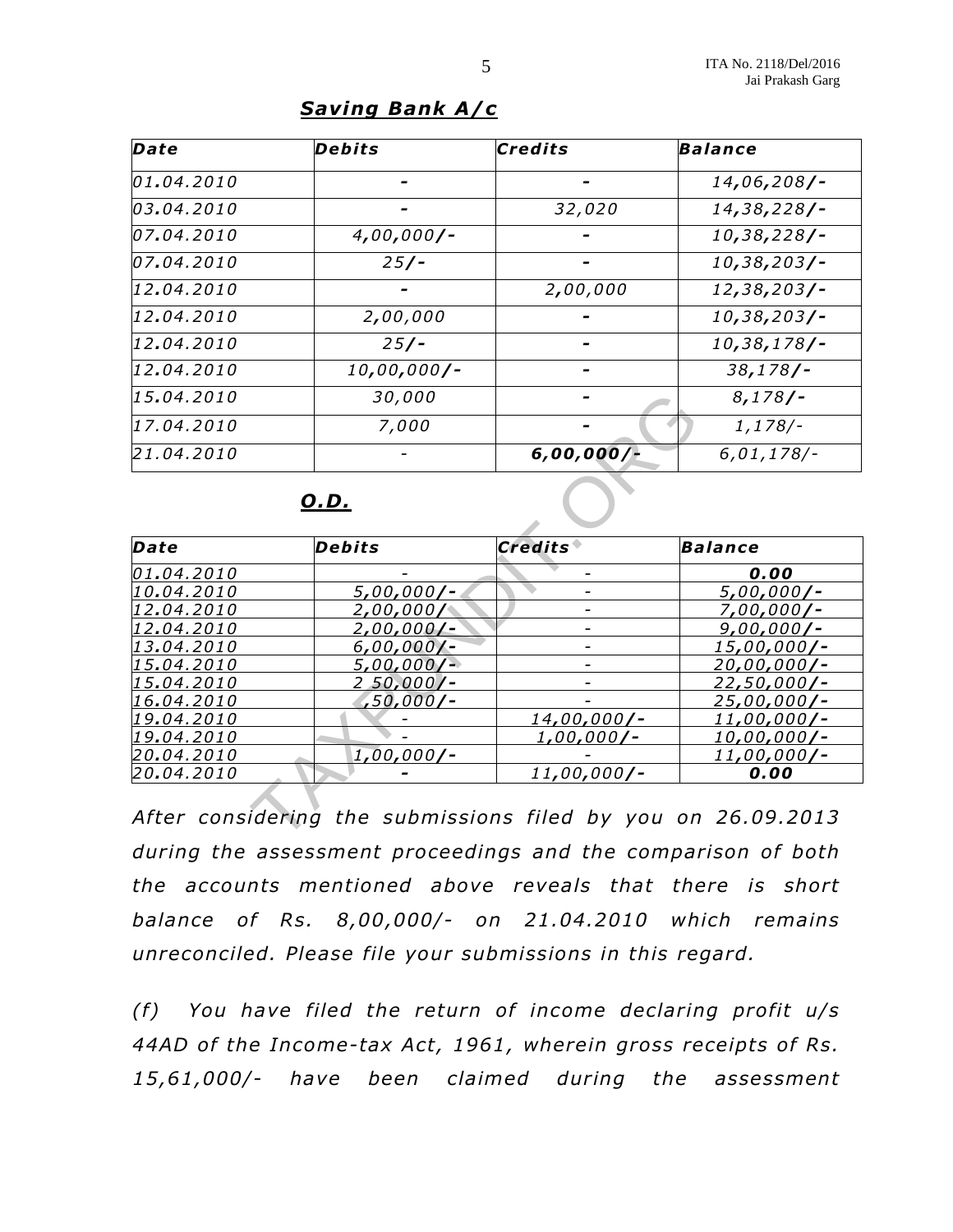***Saving Bank A/c***

| *Date* | *Debits* | *Credits* | *Balance* |
|---|---|---|---|
| *01.04.2010* | - | - | *14,06,208/-* |
| *03.04.2010* | - | *32,020* | *14,38,228/-* |
| *07.04.2010* | *4,00,000/-* | - | *10,38,228/-* |
| *07.04.2010* | *25/-* | - | *10,38,203/-* |
| *12.04.2010* | - | *2,00,000* | *12,38,203/-* |
| *12.04.2010* | *2,00,000* | - | *10,38,203/-* |
| *12.04.2010* | *25/-* | - | *10,38,178/-* |
| *12.04.2010* | *10,00,000/-* | - | *38,178/-* |
| *15.04.2010* | *30,000* | - | *8,178/-* |
| *17.04.2010* | *7,000* | - | *1,178/-* |
| *21.04.2010* | - | ***6,00,000/-*** | *6,01,178/-* |

***O.D.***

| *Date* | *Debits* | *Credits* | *Balance* |
|---|---|---|---|
| *01.04.2010* | - | - | ***0.00*** |
| *10.04.2010* | *5,00,000/-* | - | *5,00,000/-* |
| *12.04.2010* | *2,00,000/* | - | *7,00,000/-* |
| *12.04.2010* | *2,00,000/-* | - | *9,00,000/-* |
| *13.04.2010* | *6,00,000/-* | - | *15,00,000/-* |
| *15.04.2010* | *5,00,000/-* | - | *20,00,000/-* |
| *15.04.2010* | *2 50,000/-* | - | *22,50,000/-* |
| *16.04.2010* | *,50,000/-* | - | *25,00,000/-* |
| *19.04.2010* | - | *14,00,000/-* | *11,00,000/-* |
| *19.04.2010* | - | *1,00,000/-* | *10,00,000/-* |
| *20.04.2010* | *1,00,000/-* | - | *11,00,000/-* |
| *20.04.2010* | - | *11,00,000/-* | ***0.00*** |

*After considering the submissions filed by you on 26.09.2013 during the assessment proceedings and the comparison of both the accounts mentioned above reveals that there is short balance of Rs. 8,00,000/- on 21.04.2010 which remains unreconciled. Please file your submissions in this regard.*

*(f) You have filed the return of income declaring profit u/s 44AD of the Income-tax Act, 1961, wherein gross receipts of Rs. 15,61,000/- have been claimed during the assessment*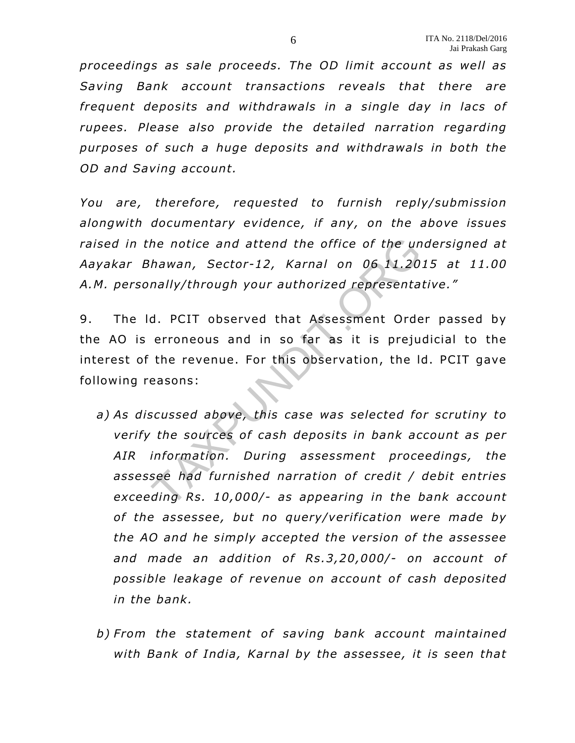*proceedings as sale proceeds. The OD limit account as well as Saving Bank account transactions reveals that there are frequent deposits and withdrawals in a single day in lacs of rupees. Please also provide the detailed narration regarding purposes of such a huge deposits and withdrawals in both the OD and Saving account.*

*You are, therefore, requested to furnish reply/submission alongwith documentary evidence, if any, on the above issues raised in the notice and attend the office of the undersigned at Aayakar Bhawan, Sector-12, Karnal on 06.11.2015 at 11.00 A.M. personally/through your authorized representative."*

9. The ld. PCIT observed that Assessment Order passed by the AO is erroneous and in so far as it is prejudicial to the interest of the revenue. For this observation, the ld. PCIT gave following reasons:

a) *As discussed above, this case was selected for scrutiny to verify the sources of cash deposits in bank account as per AIR information. During assessment proceedings, the assessee had furnished narration of credit / debit entries exceeding Rs. 10,000/- as appearing in the bank account of the assessee, but no query/verification were made by the AO and he simply accepted the version of the assessee and made an addition of Rs.3,20,000/- on account of possible leakage of revenue on account of cash deposited in the bank.*

b) *From the statement of saving bank account maintained with Bank of India, Karnal by the assessee, it is seen that*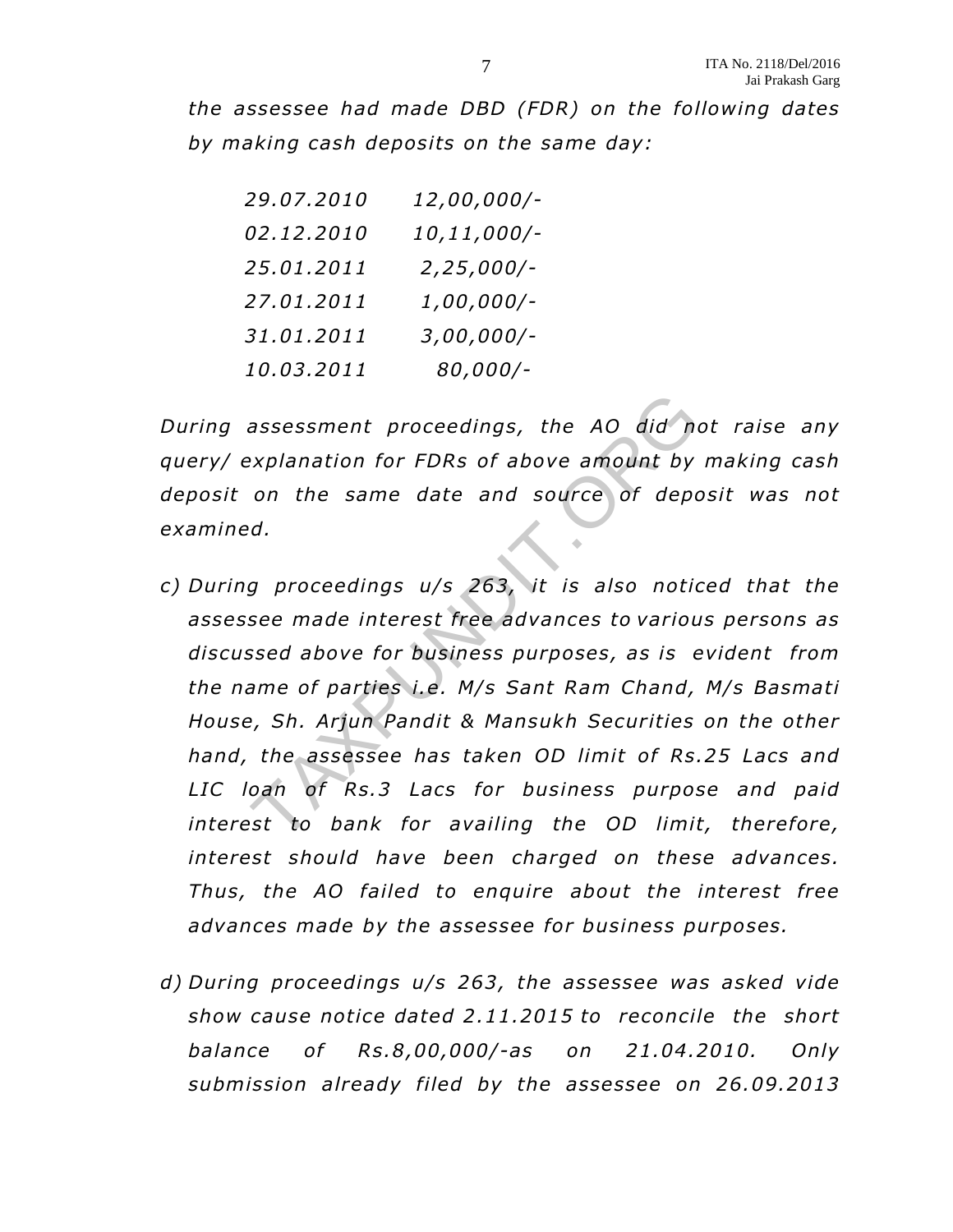*the assessee had made DBD (FDR) on the following dates by making cash deposits on the same day:*

| | |
|---|---|
| *29.07.2010* | *12,00,000/-* |
| *02.12.2010* | *10,11,000/-* |
| *25.01.2011* | *2,25,000/-* |
| *27.01.2011* | *1,00,000/-* |
| *31.01.2011* | *3,00,000/-* |
| *10.03.2011* | *80,000/-* |

*During assessment proceedings, the AO did not raise any query/ explanation for FDRs of above amount by making cash deposit on the same date and source of deposit was not examined.*

*c) During proceedings u/s 263, it is also noticed that the assessee made interest free advances to various persons as discussed above for business purposes, as is evident from the name of parties i.e. M/s Sant Ram Chand, M/s Basmati House, Sh. Arjun Pandit & Mansukh Securities on the other hand, the assessee has taken OD limit of Rs.25 Lacs and LIC loan of Rs.3 Lacs for business purpose and paid interest to bank for availing the OD limit, therefore, interest should have been charged on these advances. Thus, the AO failed to enquire about the interest free advances made by the assessee for business purposes.*

*d) During proceedings u/s 263, the assessee was asked vide show cause notice dated 2.11.2015 to reconcile the short balance of Rs.8,00,000/-as on 21.04.2010. Only submission already filed by the assessee on 26.09.2013*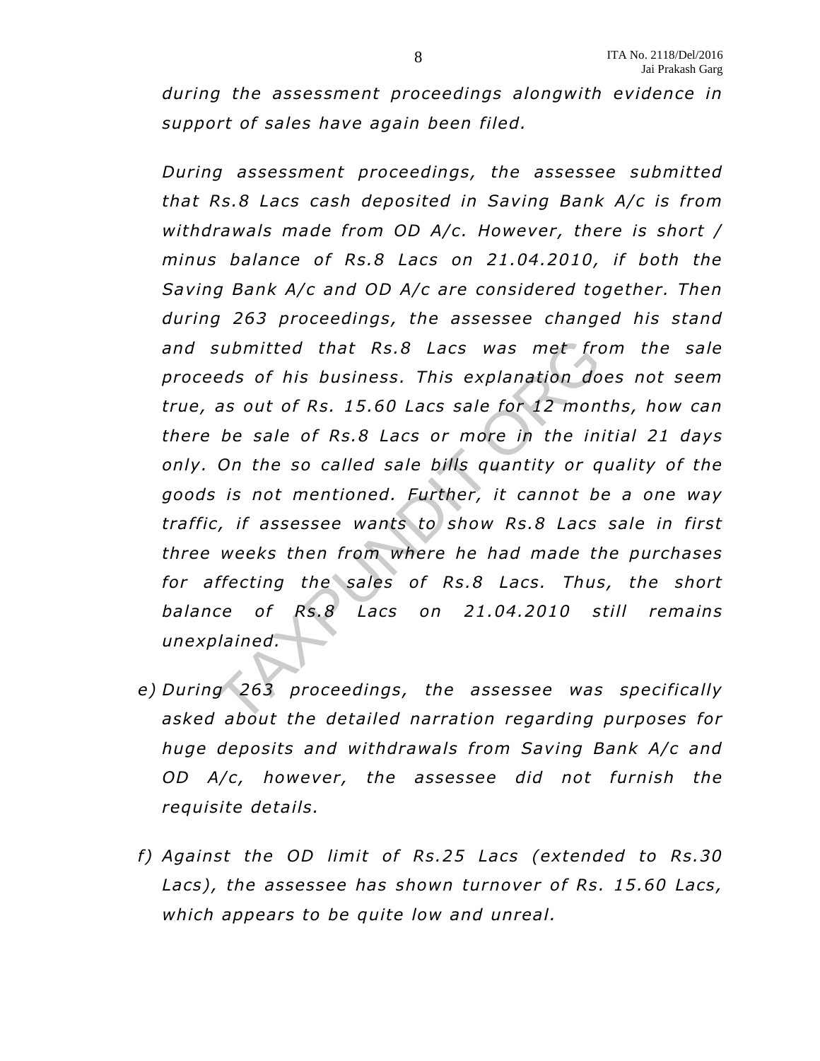*during the assessment proceedings alongwith evidence in support of sales have again been filed.*

*During assessment proceedings, the assessee submitted that Rs.8 Lacs cash deposited in Saving Bank A/c is from withdrawals made from OD A/c. However, there is short / minus balance of Rs.8 Lacs on 21.04.2010, if both the Saving Bank A/c and OD A/c are considered together. Then during 263 proceedings, the assessee changed his stand and submitted that Rs.8 Lacs was met from the sale proceeds of his business. This explanation does not seem true, as out of Rs. 15.60 Lacs sale for 12 months, how can there be sale of Rs.8 Lacs or more in the initial 21 days only. On the so called sale bills quantity or quality of the goods is not mentioned. Further, it cannot be a one way traffic, if assessee wants to show Rs.8 Lacs sale in first three weeks then from where he had made the purchases for affecting the sales of Rs.8 Lacs. Thus, the short balance of Rs.8 Lacs on 21.04.2010 still remains unexplained.*

e) *During 263 proceedings, the assessee was specifically asked about the detailed narration regarding purposes for huge deposits and withdrawals from Saving Bank A/c and OD A/c, however, the assessee did not furnish the requisite details.*

f) *Against the OD limit of Rs.25 Lacs (extended to Rs.30 Lacs), the assessee has shown turnover of Rs. 15.60 Lacs, which appears to be quite low and unreal.*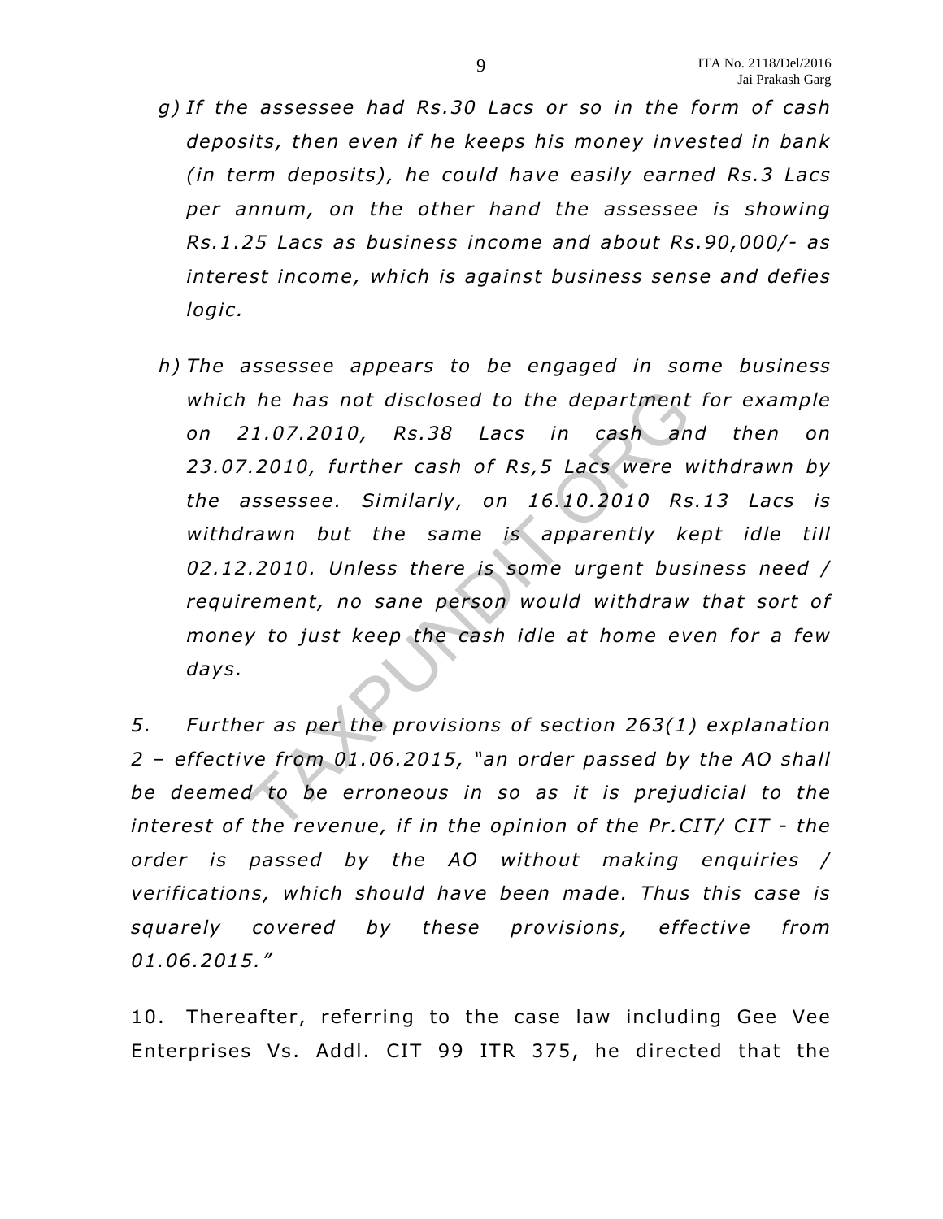g) *If the assessee had Rs.30 Lacs or so in the form of cash deposits, then even if he keeps his money invested in bank (in term deposits), he could have easily earned Rs.3 Lacs per annum, on the other hand the assessee is showing Rs.1.25 Lacs as business income and about Rs.90,000/- as interest income, which is against business sense and defies logic.*

h) *The assessee appears to be engaged in some business which he has not disclosed to the department for example on 21.07.2010, Rs.38 Lacs in cash and then on 23.07.2010, further cash of Rs,5 Lacs were withdrawn by the assessee. Similarly, on 16.10.2010 Rs.13 Lacs is withdrawn but the same is apparently kept idle till 02.12.2010. Unless there is some urgent business need / requirement, no sane person would withdraw that sort of money to just keep the cash idle at home even for a few days.*

*5. Further as per the provisions of section 263(1) explanation 2 – effective from 01.06.2015, "an order passed by the AO shall be deemed to be erroneous in so as it is prejudicial to the interest of the revenue, if in the opinion of the Pr.CIT/ CIT - the order is passed by the AO without making enquiries / verifications, which should have been made. Thus this case is squarely covered by these provisions, effective from 01.06.2015."*

10. Thereafter, referring to the case law including Gee Vee Enterprises Vs. Addl. CIT 99 ITR 375, he directed that the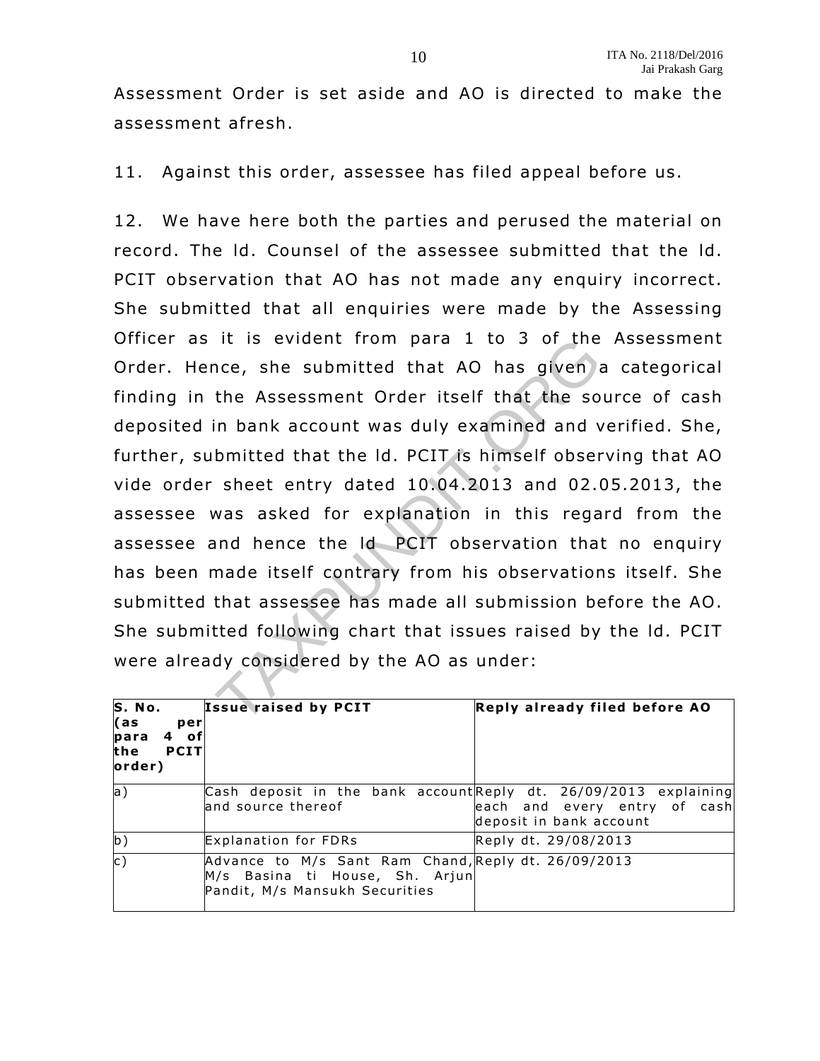Assessment Order is set aside and AO is directed to make the assessment afresh.

11. Against this order, assessee has filed appeal before us.

12. We have here both the parties and perused the material on record. The ld. Counsel of the assessee submitted that the ld. PCIT observation that AO has not made any enquiry incorrect. She submitted that all enquiries were made by the Assessing Officer as it is evident from para 1 to 3 of the Assessment Order. Hence, she submitted that AO has given a categorical finding in the Assessment Order itself that the source of cash deposited in bank account was duly examined and verified. She, further, submitted that the ld. PCIT is himself observing that AO vide order sheet entry dated 10.04.2013 and 02.05.2013, the assessee was asked for explanation in this regard from the assessee and hence the ld PCIT observation that no enquiry has been made itself contrary from his observations itself. She submitted that assessee has made all submission before the AO. She submitted following chart that issues raised by the ld. PCIT were already considered by the AO as under:

| S. No. (as per para 4 of the PCIT order) | Issue raised by PCIT | Reply already filed before AO |
|---|---|---|
| a) | Cash deposit in the bank account and source thereof | Reply dt. 26/09/2013 explaining each and every entry of cash deposit in bank account |
| b) | Explanation for FDRs | Reply dt. 29/08/2013 |
| c) | Advance to M/s Sant Ram Chand, M/s Basina ti House, Sh. Arjun Pandit, M/s Mansukh Securities | Reply dt. 26/09/2013 |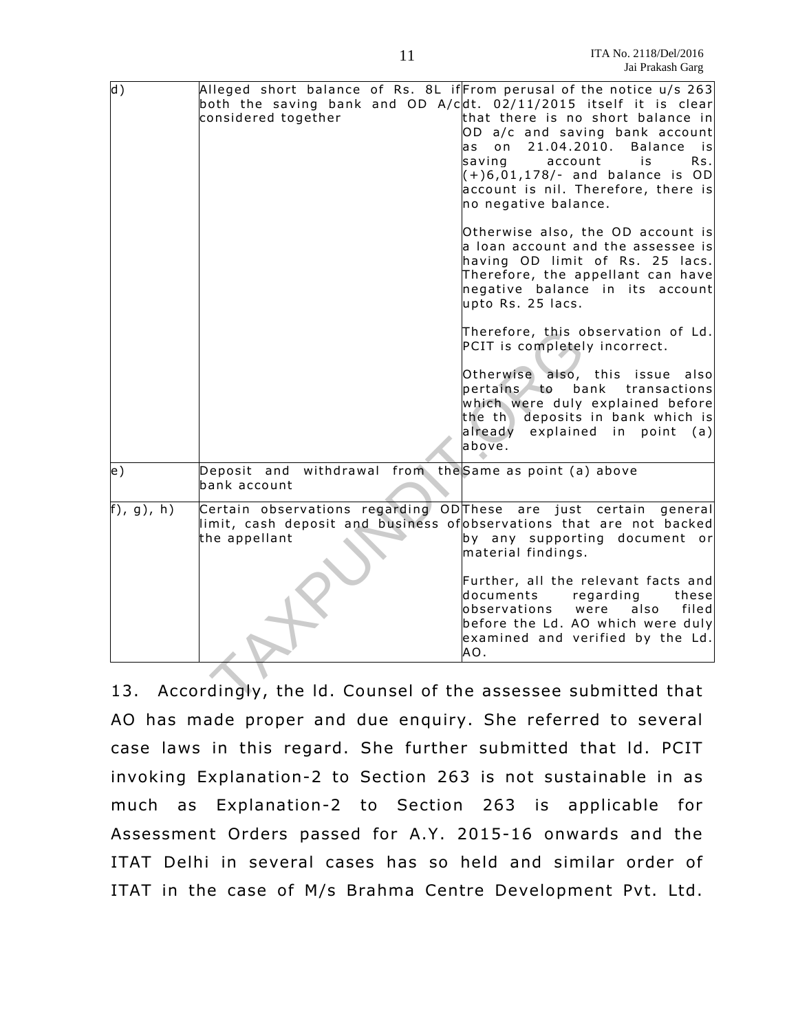| | | |
|---|---|---|
| d) | Alleged short balance of Rs. 8L if both the saving bank and OD A/c considered together | From perusal of the notice u/s 263 dt. 02/11/2015 itself it is clear that there is no short balance in OD a/c and saving bank account as on 21.04.2010. Balance is saving account is Rs. (+)6,01,178/- and balance is OD account is nil. Therefore, there is no negative balance.<br><br>Otherwise also, the OD account is a loan account and the assessee is having OD limit of Rs. 25 lacs. Therefore, the appellant can have negative balance in its account upto Rs. 25 lacs.<br><br>Therefore, this observation of Ld. PCIT is completely incorrect.<br><br>Otherwise also, this issue also pertains to bank transactions which were duly explained before the th deposits in bank which is already explained in point (a) above. |
| e) | Deposit and withdrawal from the bank account | Same as point (a) above |
| f), g), h) | Certain observations regarding OD limit, cash deposit and business of the appellant | These are just certain general observations that are not backed by any supporting document or material findings.<br><br>Further, all the relevant facts and documents regarding these observations were also filed before the Ld. AO which were duly examined and verified by the Ld. AO. |

13. Accordingly, the ld. Counsel of the assessee submitted that AO has made proper and due enquiry. She referred to several case laws in this regard. She further submitted that ld. PCIT invoking Explanation-2 to Section 263 is not sustainable in as much as Explanation-2 to Section 263 is applicable for Assessment Orders passed for A.Y. 2015-16 onwards and the ITAT Delhi in several cases has so held and similar order of ITAT in the case of M/s Brahma Centre Development Pvt. Ltd.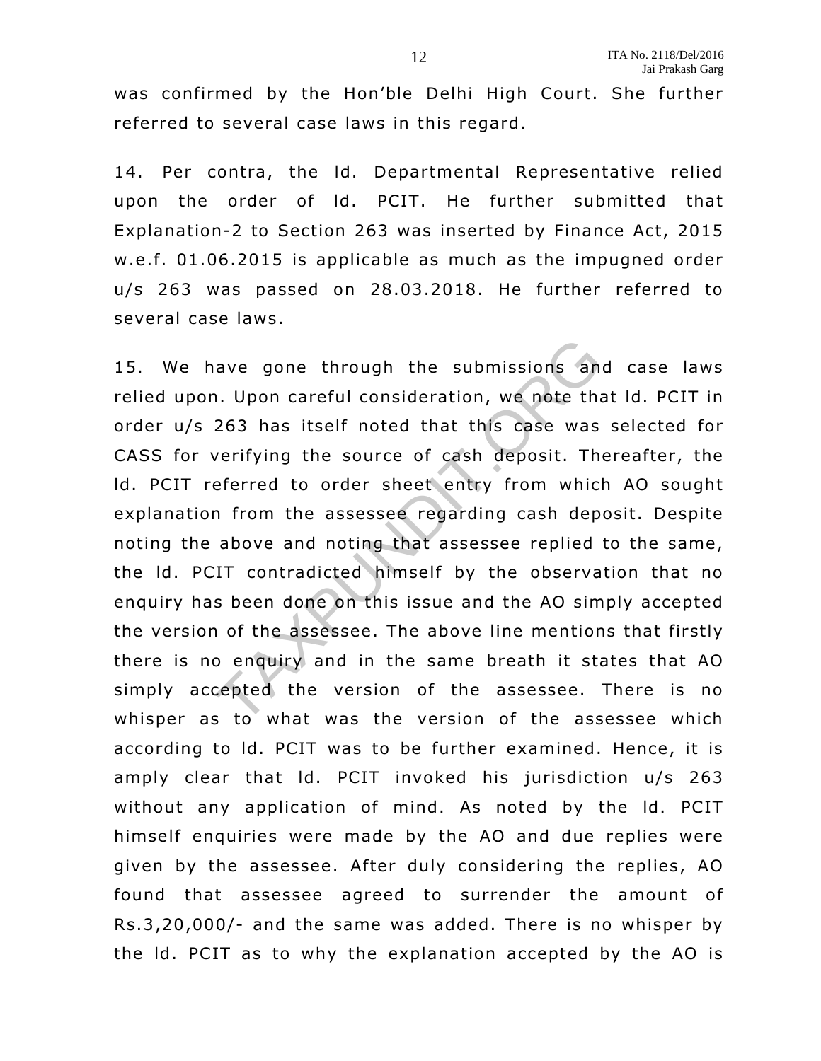was confirmed by the Hon'ble Delhi High Court. She further referred to several case laws in this regard.

14. Per contra, the ld. Departmental Representative relied upon the order of ld. PCIT. He further submitted that Explanation-2 to Section 263 was inserted by Finance Act, 2015 w.e.f. 01.06.2015 is applicable as much as the impugned order u/s 263 was passed on 28.03.2018. He further referred to several case laws.

15. We have gone through the submissions and case laws relied upon. Upon careful consideration, we note that ld. PCIT in order u/s 263 has itself noted that this case was selected for CASS for verifying the source of cash deposit. Thereafter, the ld. PCIT referred to order sheet entry from which AO sought explanation from the assessee regarding cash deposit. Despite noting the above and noting that assessee replied to the same, the ld. PCIT contradicted himself by the observation that no enquiry has been done on this issue and the AO simply accepted the version of the assessee. The above line mentions that firstly there is no enquiry and in the same breath it states that AO simply accepted the version of the assessee. There is no whisper as to what was the version of the assessee which according to ld. PCIT was to be further examined. Hence, it is amply clear that ld. PCIT invoked his jurisdiction u/s 263 without any application of mind. As noted by the ld. PCIT himself enquiries were made by the AO and due replies were given by the assessee. After duly considering the replies, AO found that assessee agreed to surrender the amount of Rs.3,20,000/- and the same was added. There is no whisper by the ld. PCIT as to why the explanation accepted by the AO is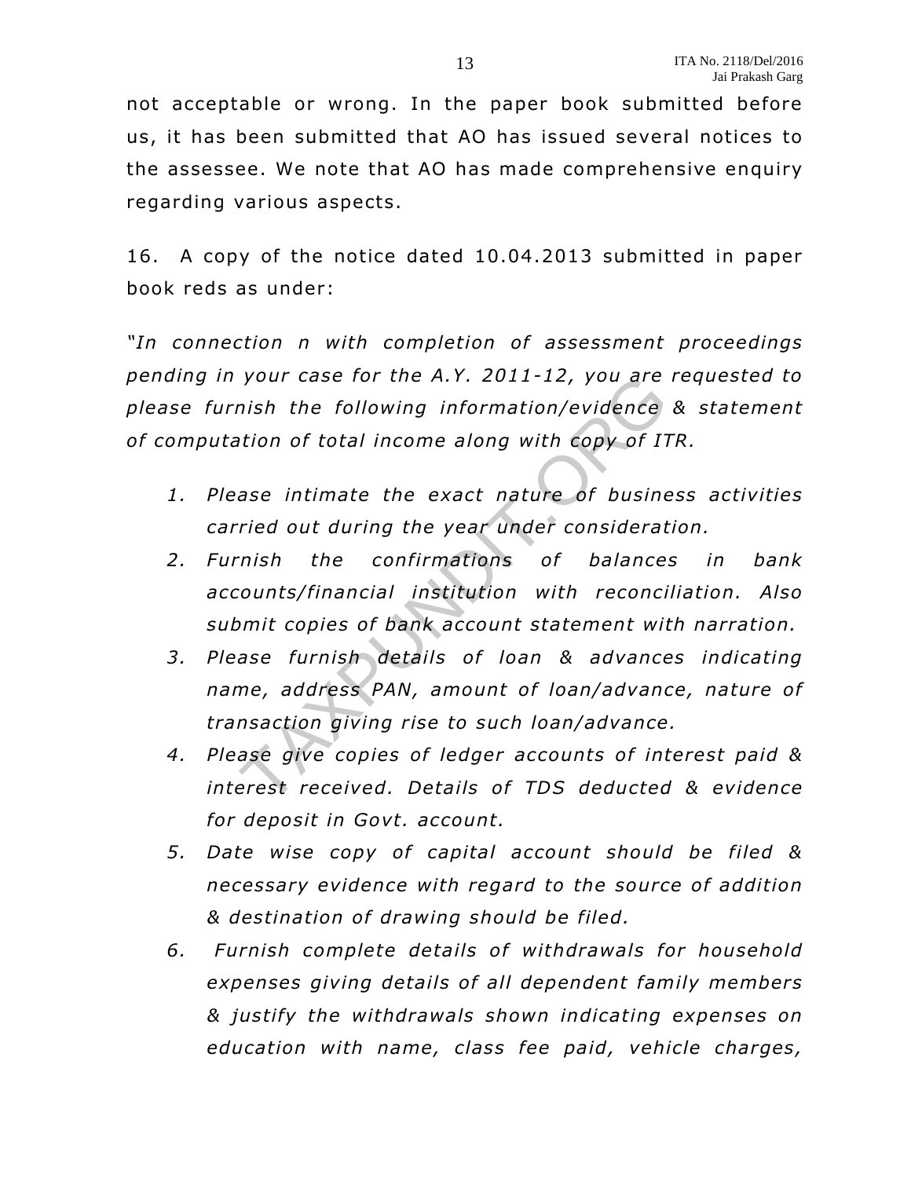not acceptable or wrong. In the paper book submitted before us, it has been submitted that AO has issued several notices to the assessee. We note that AO has made comprehensive enquiry regarding various aspects.

16. A copy of the notice dated 10.04.2013 submitted in paper book reds as under:

*"In connection n with completion of assessment proceedings pending in your case for the A.Y. 2011-12, you are requested to please furnish the following information/evidence & statement of computation of total income along with copy of ITR.*

1. *Please intimate the exact nature of business activities carried out during the year under consideration.*
2. *Furnish the confirmations of balances in bank accounts/financial institution with reconciliation. Also submit copies of bank account statement with narration.*
3. *Please furnish details of loan & advances indicating name, address PAN, amount of loan/advance, nature of transaction giving rise to such loan/advance.*
4. *Please give copies of ledger accounts of interest paid & interest received. Details of TDS deducted & evidence for deposit in Govt. account.*
5. *Date wise copy of capital account should be filed & necessary evidence with regard to the source of addition & destination of drawing should be filed.*
6. *Furnish complete details of withdrawals for household expenses giving details of all dependent family members & justify the withdrawals shown indicating expenses on education with name, class fee paid, vehicle charges,*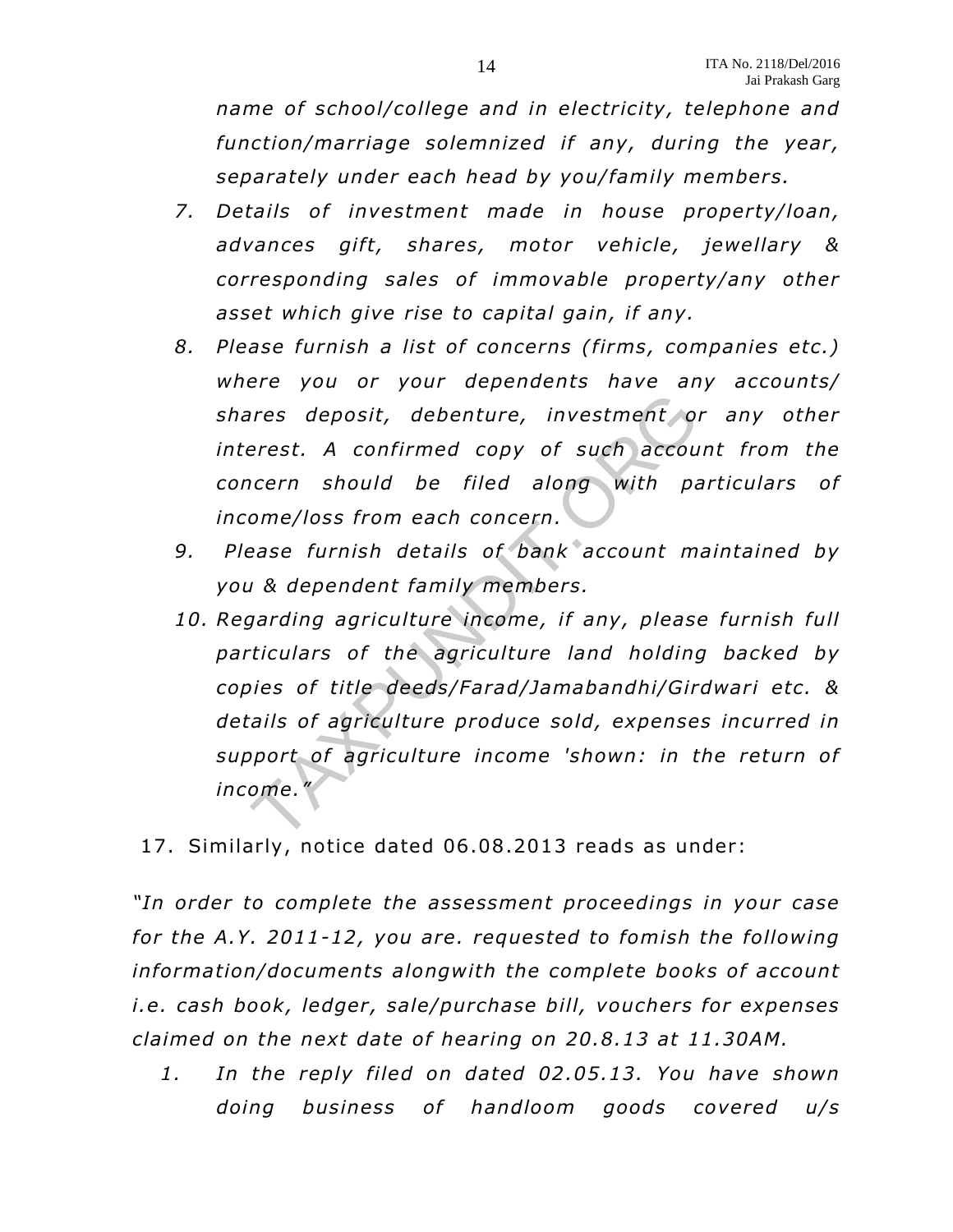*name of school/college and in electricity, telephone and function/marriage solemnized if any, during the year, separately under each head by you/family members.*

7. *Details of investment made in house property/loan, advances gift, shares, motor vehicle, jewellary & corresponding sales of immovable property/any other asset which give rise to capital gain, if any.*
8. *Please furnish a list of concerns (firms, companies etc.) where you or your dependents have any accounts/ shares deposit, debenture, investment or any other interest. A confirmed copy of such account from the concern should be filed along with particulars of income/loss from each concern.*
9. *Please furnish details of bank account maintained by you & dependent family members.*
10. *Regarding agriculture income, if any, please furnish full particulars of the agriculture land holding backed by copies of title deeds/Farad/Jamabandhi/Girdwari etc. & details of agriculture produce sold, expenses incurred in support of agriculture income 'shown: in the return of income."*

17. Similarly, notice dated 06.08.2013 reads as under:

*"In order to complete the assessment proceedings in your case for the A.Y. 2011-12, you are. requested to fomish the following information/documents alongwith the complete books of account i.e. cash book, ledger, sale/purchase bill, vouchers for expenses claimed on the next date of hearing on 20.8.13 at 11.30AM.*

1. *In the reply filed on dated 02.05.13. You have shown doing business of handloom goods covered u/s*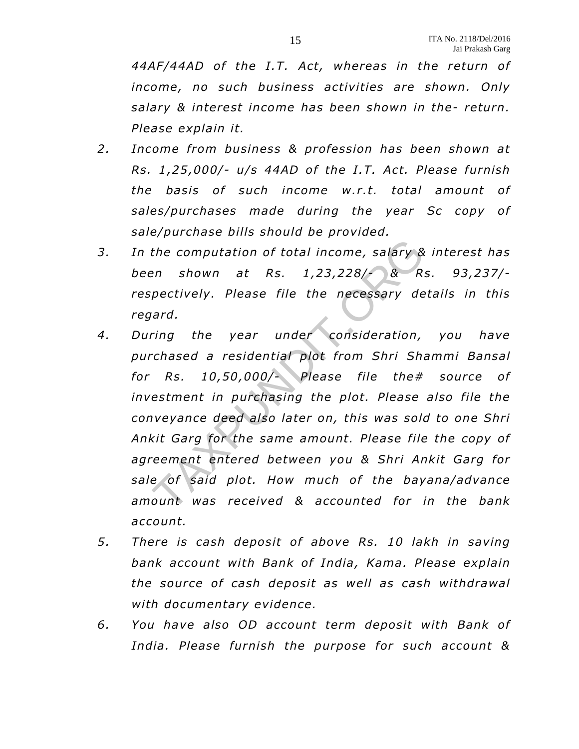*44AF/44AD of the I.T. Act, whereas in the return of income, no such business activities are shown. Only salary & interest income has been shown in the- return. Please explain it.*

2. *Income from business & profession has been shown at Rs. 1,25,000/- u/s 44AD of the I.T. Act. Please furnish the basis of such income w.r.t. total amount of sales/purchases made during the year Sc copy of sale/purchase bills should be provided.*

3. *In the computation of total income, salary & interest has been shown at Rs. 1,23,228/- & Rs. 93,237/- respectively. Please file the necessary details in this regard.*

4. *During the year under consideration, you have purchased a residential plot from Shri Shammi Bansal for Rs. 10,50,000/- Please file the# source of investment in purchasing the plot. Please also file the conveyance deed also later on, this was sold to one Shri Ankit Garg for the same amount. Please file the copy of agreement entered between you & Shri Ankit Garg for sale of said plot. How much of the bayana/advance amount was received & accounted for in the bank account.*

5. *There is cash deposit of above Rs. 10 lakh in saving bank account with Bank of India, Kama. Please explain the source of cash deposit as well as cash withdrawal with documentary evidence.*

6. *You have also OD account term deposit with Bank of India. Please furnish the purpose for such account &*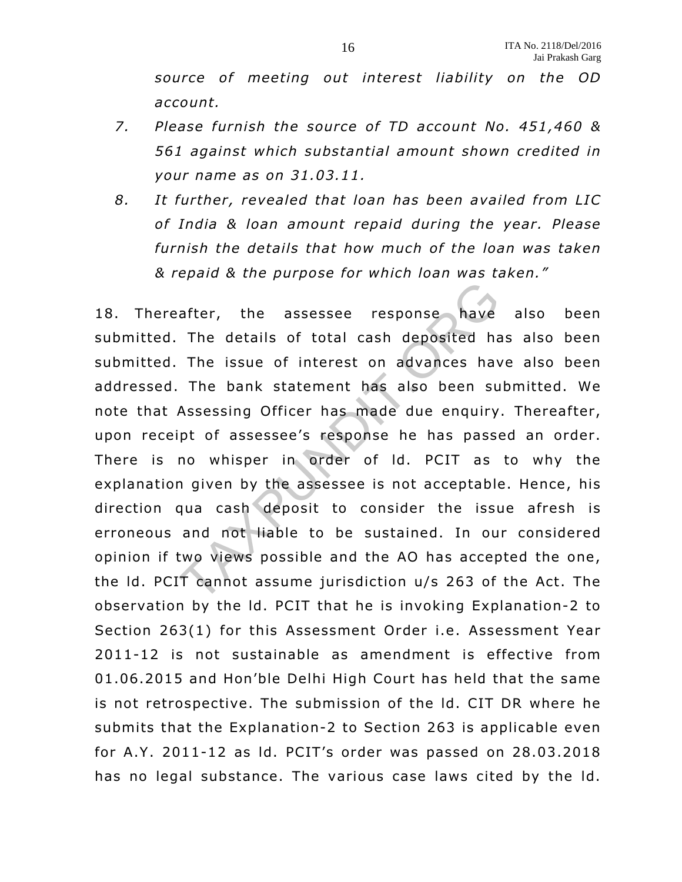*source of meeting out interest liability on the OD account.*

7. *Please furnish the source of TD account No. 451,460 & 561 against which substantial amount shown credited in your name as on 31.03.11.*
8. *It further, revealed that loan has been availed from LIC of India & loan amount repaid during the year. Please furnish the details that how much of the loan was taken & repaid & the purpose for which loan was taken."*

18. Thereafter, the assessee response have also been submitted. The details of total cash deposited has also been submitted. The issue of interest on advances have also been addressed. The bank statement has also been submitted. We note that Assessing Officer has made due enquiry. Thereafter, upon receipt of assessee's response he has passed an order. There is no whisper in order of ld. PCIT as to why the explanation given by the assessee is not acceptable. Hence, his direction qua cash deposit to consider the issue afresh is erroneous and not liable to be sustained. In our considered opinion if two views possible and the AO has accepted the one, the ld. PCIT cannot assume jurisdiction u/s 263 of the Act. The observation by the ld. PCIT that he is invoking Explanation-2 to Section 263(1) for this Assessment Order i.e. Assessment Year 2011-12 is not sustainable as amendment is effective from 01.06.2015 and Hon'ble Delhi High Court has held that the same is not retrospective. The submission of the ld. CIT DR where he submits that the Explanation-2 to Section 263 is applicable even for A.Y. 2011-12 as ld. PCIT's order was passed on 28.03.2018 has no legal substance. The various case laws cited by the ld.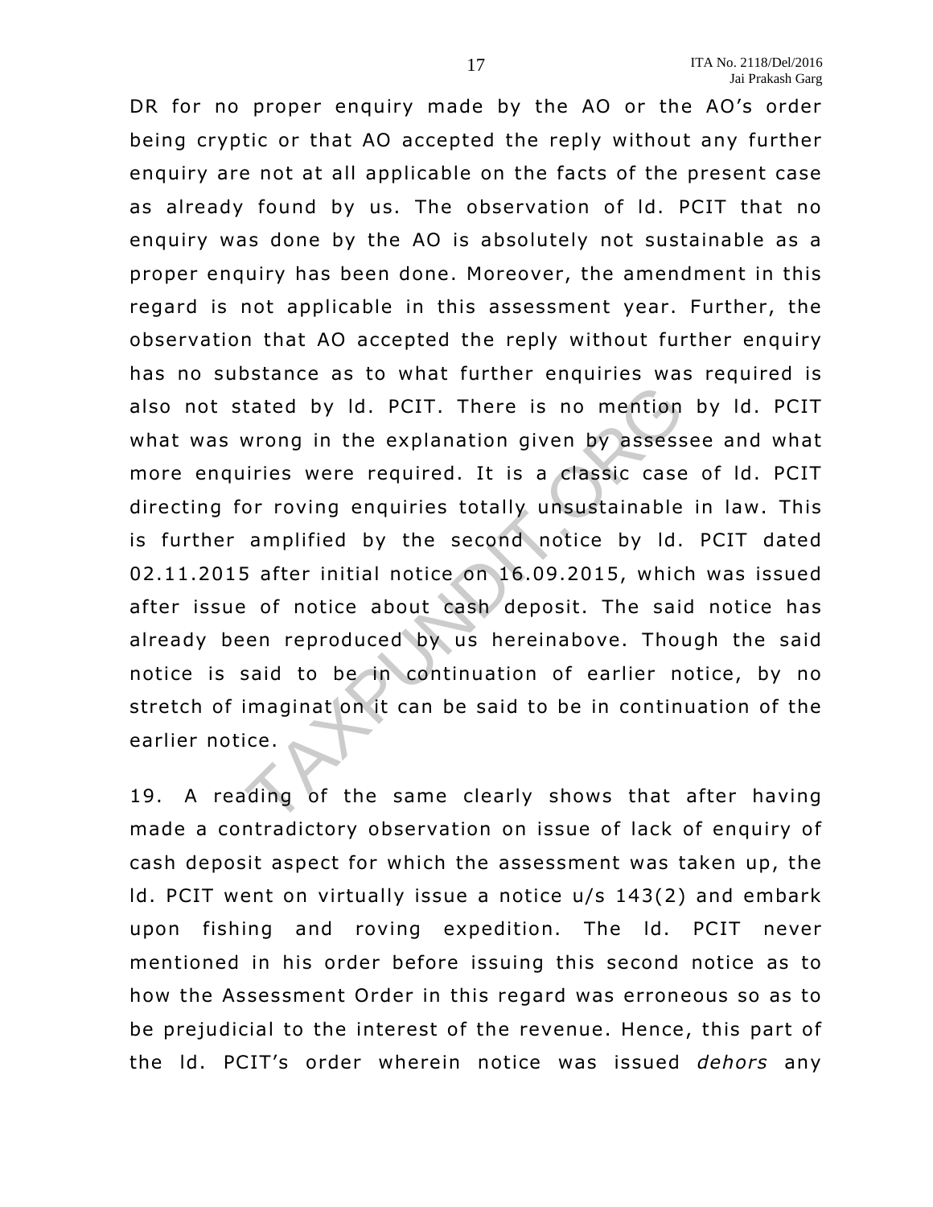DR for no proper enquiry made by the AO or the AO's order being cryptic or that AO accepted the reply without any further enquiry are not at all applicable on the facts of the present case as already found by us. The observation of ld. PCIT that no enquiry was done by the AO is absolutely not sustainable as a proper enquiry has been done. Moreover, the amendment in this regard is not applicable in this assessment year. Further, the observation that AO accepted the reply without further enquiry has no substance as to what further enquiries was required is also not stated by ld. PCIT. There is no mention by ld. PCIT what was wrong in the explanation given by assessee and what more enquiries were required. It is a classic case of ld. PCIT directing for roving enquiries totally unsustainable in law. This is further amplified by the second notice by ld. PCIT dated 02.11.2015 after initial notice on 16.09.2015, which was issued after issue of notice about cash deposit. The said notice has already been reproduced by us hereinabove. Though the said notice is said to be in continuation of earlier notice, by no stretch of imagination it can be said to be in continuation of the earlier notice.

19. A reading of the same clearly shows that after having made a contradictory observation on issue of lack of enquiry of cash deposit aspect for which the assessment was taken up, the ld. PCIT went on virtually issue a notice u/s 143(2) and embark upon fishing and roving expedition. The ld. PCIT never mentioned in his order before issuing this second notice as to how the Assessment Order in this regard was erroneous so as to be prejudicial to the interest of the revenue. Hence, this part of the ld. PCIT's order wherein notice was issued *dehors* any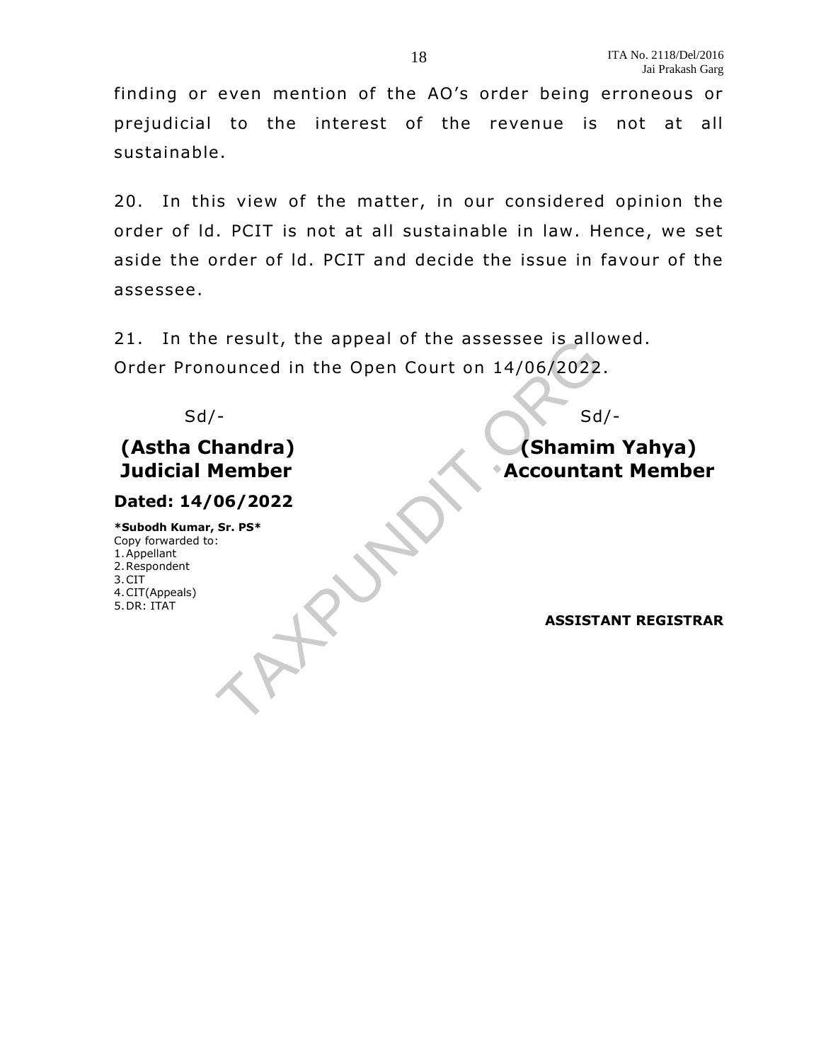finding or even mention of the AO's order being erroneous or prejudicial to the interest of the revenue is not at all sustainable.

20. In this view of the matter, in our considered opinion the order of ld. PCIT is not at all sustainable in law. Hence, we set aside the order of ld. PCIT and decide the issue in favour of the assessee.

21. In the result, the appeal of the assessee is allowed.

Order Pronounced in the Open Court on 14/06/2022.

| | |
|---|---|
| Sd/- | Sd/- |
| **(Astha Chandra)** | **(Shamim Yahya)** |
| **Judicial Member** | **Accountant Member** |

**Dated: 14/06/2022**

***Subodh Kumar, Sr. PS***

Copy forwarded to:

1. Appellant
2. Respondent
3. CIT
4. CIT(Appeals)
5. DR: ITAT

**ASSISTANT REGISTRAR**